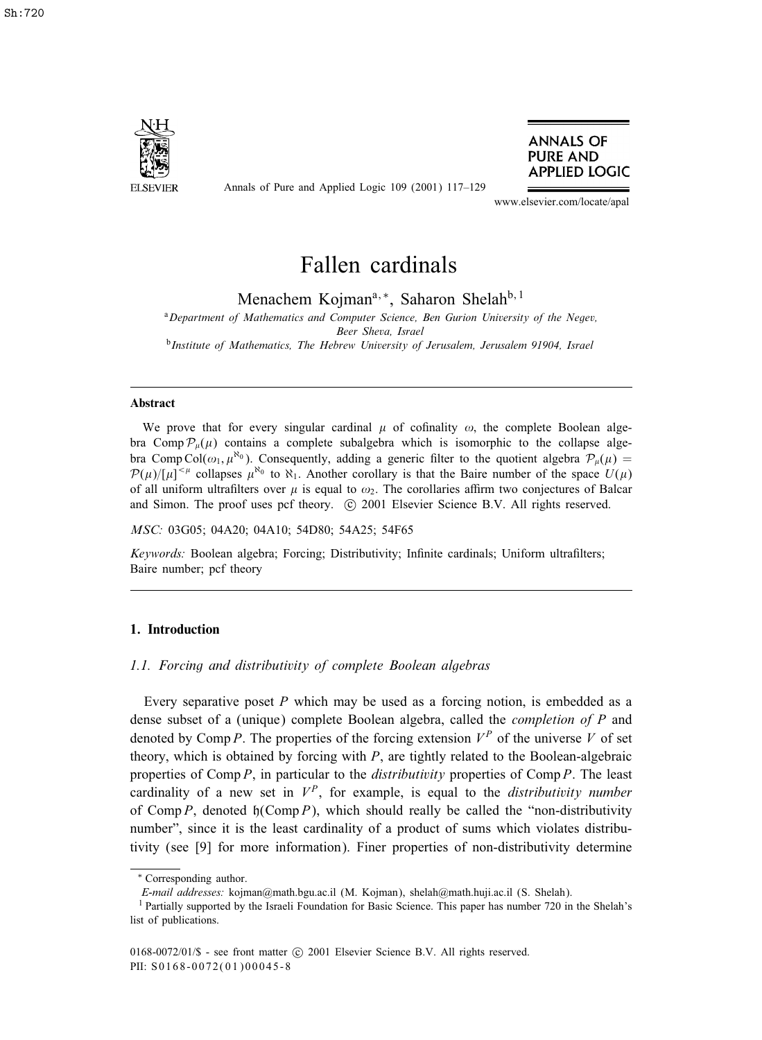# Fallen cardinals

Menachem Kojman[a,*], Saharon Shelah[b,1]

[a] *Department of Mathematics and Computer Science, Ben Gurion University of the Negev, Beer Sheva, Israel*

[b] *Institute of Mathematics, The Hebrew University of Jerusalem, Jerusalem 91904, Israel*

---

### Abstract

We prove that for every singular cardinal $\mu$ of cofinality $\omega$, the complete Boolean algebra $\mathrm{Comp}\,\mathcal{P}_\mu(\mu)$ contains a complete subalgebra which is isomorphic to the collapse algebra $\mathrm{Comp}\,\mathrm{Col}(\omega_1, \mu^{\aleph_0})$. Consequently, adding a generic filter to the quotient algebra $\mathcal{P}_\mu(\mu) = \mathcal{P}(\mu)/[\mu]^{<\mu}$ collapses $\mu^{\aleph_0}$ to $\aleph_1$. Another corollary is that the Baire number of the space $U(\mu)$ of all uniform ultrafilters over $\mu$ is equal to $\omega_2$. The corollaries affirm two conjectures of Balcar and Simon. The proof uses pcf theory. © 2001 Elsevier Science B.V. All rights reserved.

*MSC:* 03G05; 04A20; 04A10; 54D80; 54A25; 54F65

*Keywords:* Boolean algebra; Forcing; Distributivity; Infinite cardinals; Uniform ultrafilters; Baire number; pcf theory

---

## 1. Introduction

### 1.1. Forcing and distributivity of complete Boolean algebras

Every separative poset $P$ which may be used as a forcing notion, is embedded as a dense subset of a (unique) complete Boolean algebra, called the *completion of $P$* and denoted by $\mathrm{Comp}\,P$. The properties of the forcing extension $V^P$ of the universe $V$ of set theory, which is obtained by forcing with $P$, are tightly related to the Boolean-algebraic properties of $\mathrm{Comp}\,P$, in particular to the *distributivity* properties of $\mathrm{Comp}\,P$. The least cardinality of a new set in $V^P$, for example, is equal to the *distributivity number* of $\mathrm{Comp}\,P$, denoted $\mathfrak{h}(\mathrm{Comp}\,P)$, which should really be called the "non-distributivity number", since it is the least cardinality of a product of sums which violates distributivity (see [9] for more information). Finer properties of non-distributivity determine

---

\* Corresponding author.

*E-mail addresses:* kojman@math.bgu.ac.il (M. Kojman), shelah@math.huji.ac.il (S. Shelah).

[1] Partially supported by the Israeli Foundation for Basic Science. This paper has number 720 in the Shelah's list of publications.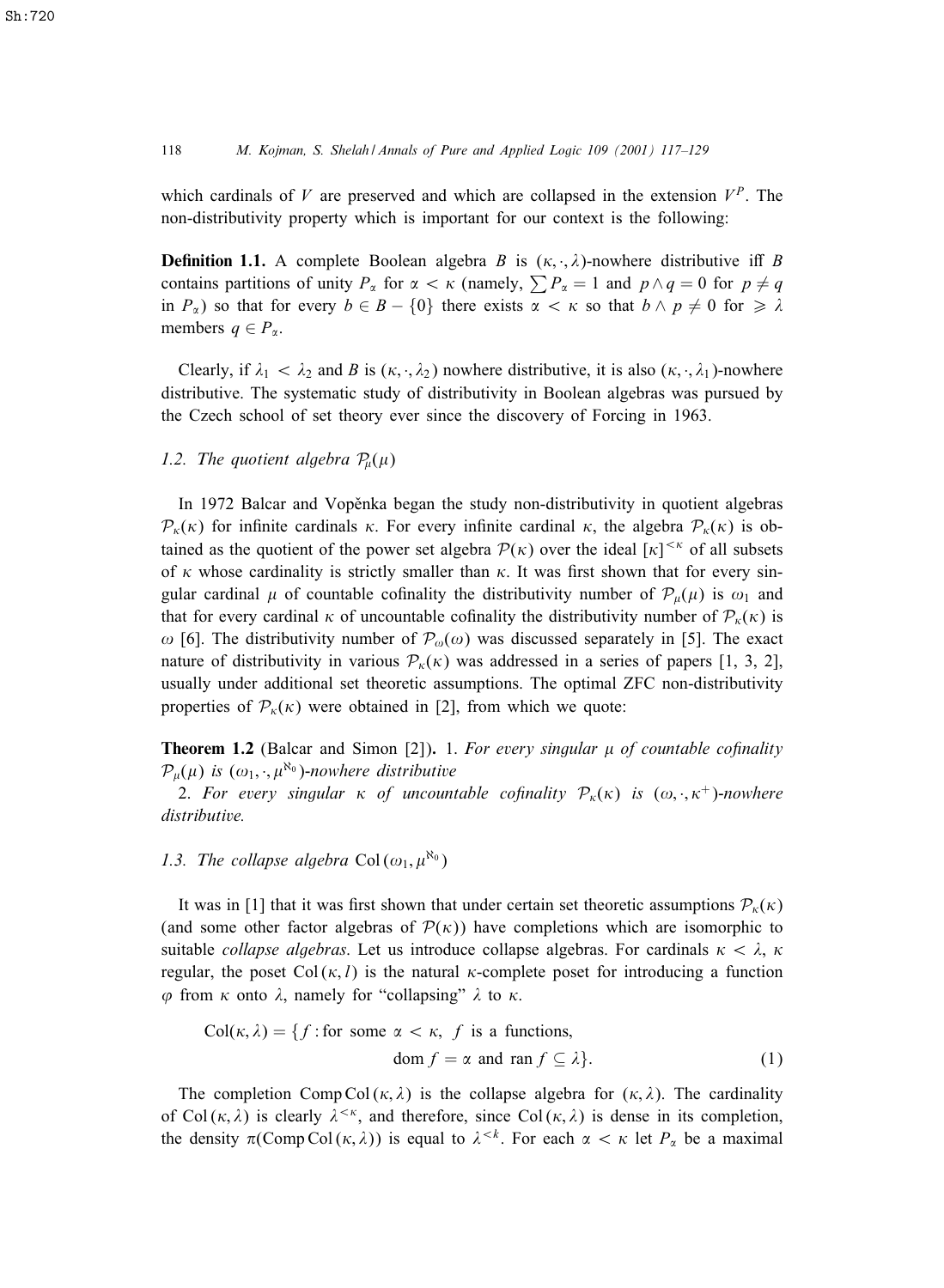which cardinals of $V$ are preserved and which are collapsed in the extension $V^P$. The non-distributivity property which is important for our context is the following:

**Definition 1.1.** A complete Boolean algebra $B$ is $(\kappa, \cdot, \lambda)$-nowhere distributive iff $B$ contains partitions of unity $P_\alpha$ for $\alpha < \kappa$ (namely, $\sum P_\alpha = 1$ and $p \wedge q = 0$ for $p \neq q$ in $P_\alpha$) so that for every $b \in B - \{0\}$ there exists $\alpha < \kappa$ so that $b \wedge p \neq 0$ for $\geqslant \lambda$ members $q \in P_\alpha$.

Clearly, if $\lambda_1 < \lambda_2$ and $B$ is $(\kappa, \cdot, \lambda_2)$ nowhere distributive, it is also $(\kappa, \cdot, \lambda_1)$-nowhere distributive. The systematic study of distributivity in Boolean algebras was pursued by the Czech school of set theory ever since the discovery of Forcing in 1963.

### 1.2. The quotient algebra $\mathcal{P}_\mu(\mu)$

In 1972 Balcar and Vopěnka began the study non-distributivity in quotient algebras $\mathcal{P}_\kappa(\kappa)$ for infinite cardinals $\kappa$. For every infinite cardinal $\kappa$, the algebra $\mathcal{P}_\kappa(\kappa)$ is obtained as the quotient of the power set algebra $\mathcal{P}(\kappa)$ over the ideal $[\kappa]^{<\kappa}$ of all subsets of $\kappa$ whose cardinality is strictly smaller than $\kappa$. It was first shown that for every singular cardinal $\mu$ of countable cofinality the distributivity number of $\mathcal{P}_\mu(\mu)$ is $\omega_1$ and that for every cardinal $\kappa$ of uncountable cofinality the distributivity number of $\mathcal{P}_\kappa(\kappa)$ is $\omega$ [6]. The distributivity number of $\mathcal{P}_\omega(\omega)$ was discussed separately in [5]. The exact nature of distributivity in various $\mathcal{P}_\kappa(\kappa)$ was addressed in a series of papers [1, 3, 2], usually under additional set theoretic assumptions. The optimal ZFC non-distributivity properties of $\mathcal{P}_\kappa(\kappa)$ were obtained in [2], from which we quote:

**Theorem 1.2** (Balcar and Simon [2]). 1. *For every singular $\mu$ of countable cofinality $\mathcal{P}_\mu(\mu)$ is $(\omega_1, \cdot, \mu^{\aleph_0})$-nowhere distributive*

2. *For every singular $\kappa$ of uncountable cofinality $\mathcal{P}_\kappa(\kappa)$ is $(\omega, \cdot, \kappa^+)$-nowhere distributive.*

### 1.3. The collapse algebra $\mathrm{Col}(\omega_1, \mu^{\aleph_0})$

It was in [1] that it was first shown that under certain set theoretic assumptions $\mathcal{P}_\kappa(\kappa)$ (and some other factor algebras of $\mathcal{P}(\kappa)$) have completions which are isomorphic to suitable *collapse algebras*. Let us introduce collapse algebras. For cardinals $\kappa < \lambda$, $\kappa$ regular, the poset $\mathrm{Col}(\kappa, l)$ is the natural $\kappa$-complete poset for introducing a function $\varphi$ from $\kappa$ onto $\lambda$, namely for "collapsing" $\lambda$ to $\kappa$.

$$\mathrm{Col}(\kappa, \lambda) = \{f : \text{for some } \alpha < \kappa,\ f \text{ is a functions, } \operatorname{dom} f = \alpha \text{ and } \operatorname{ran} f \subseteq \lambda\}. \tag{1}$$

The completion $\mathrm{Comp}\,\mathrm{Col}(\kappa, \lambda)$ is the collapse algebra for $(\kappa, \lambda)$. The cardinality of $\mathrm{Col}(\kappa, \lambda)$ is clearly $\lambda^{<\kappa}$, and therefore, since $\mathrm{Col}(\kappa, \lambda)$ is dense in its completion, the density $\pi(\mathrm{Comp}\,\mathrm{Col}(\kappa, \lambda))$ is equal to $\lambda^{<k}$. For each $\alpha < \kappa$ let $P_\alpha$ be a maximal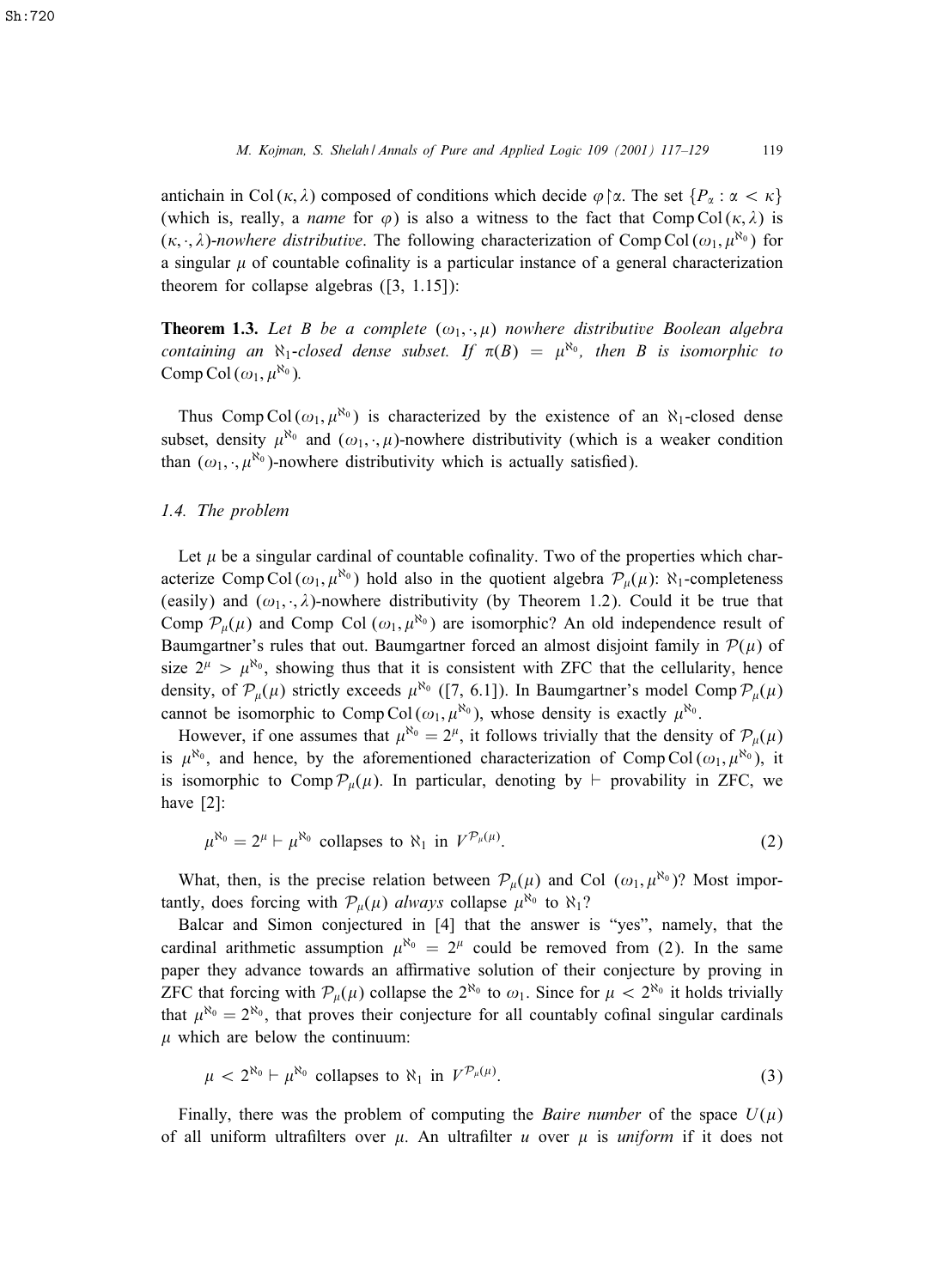antichain in $\mathrm{Col}(\kappa, \lambda)$ composed of conditions which decide $\varphi \restriction \alpha$. The set $\{P_\alpha : \alpha < \kappa\}$ (which is, really, a *name* for $\varphi$) is also a witness to the fact that $\mathrm{Comp}\,\mathrm{Col}(\kappa, \lambda)$ is $(\kappa, \cdot, \lambda)$-*nowhere distributive*. The following characterization of $\mathrm{Comp}\,\mathrm{Col}(\omega_1, \mu^{\aleph_0})$ for a singular $\mu$ of countable cofinality is a particular instance of a general characterization theorem for collapse algebras ([3, 1.15]):

**Theorem 1.3.** *Let $B$ be a complete $(\omega_1, \cdot, \mu)$ nowhere distributive Boolean algebra containing an $\aleph_1$-closed dense subset. If $\pi(B) = \mu^{\aleph_0}$, then $B$ is isomorphic to $\mathrm{Comp}\,\mathrm{Col}(\omega_1, \mu^{\aleph_0})$.*

Thus $\mathrm{Comp}\,\mathrm{Col}(\omega_1, \mu^{\aleph_0})$ is characterized by the existence of an $\aleph_1$-closed dense subset, density $\mu^{\aleph_0}$ and $(\omega_1, \cdot, \mu)$-nowhere distributivity (which is a weaker condition than $(\omega_1, \cdot, \mu^{\aleph_0})$-nowhere distributivity which is actually satisfied).

### 1.4. The problem

Let $\mu$ be a singular cardinal of countable cofinality. Two of the properties which characterize $\mathrm{Comp}\,\mathrm{Col}(\omega_1, \mu^{\aleph_0})$ hold also in the quotient algebra $\mathcal{P}_\mu(\mu)$: $\aleph_1$-completeness (easily) and $(\omega_1, \cdot, \lambda)$-nowhere distributivity (by Theorem 1.2). Could it be true that $\mathrm{Comp}\,\mathcal{P}_\mu(\mu)$ and $\mathrm{Comp}\,\mathrm{Col}(\omega_1, \mu^{\aleph_0})$ are isomorphic? An old independence result of Baumgartner's rules that out. Baumgartner forced an almost disjoint family in $\mathcal{P}(\mu)$ of size $2^\mu > \mu^{\aleph_0}$, showing thus that it is consistent with ZFC that the cellularity, hence density, of $\mathcal{P}_\mu(\mu)$ strictly exceeds $\mu^{\aleph_0}$ ([7, 6.1]). In Baumgartner's model $\mathrm{Comp}\,\mathcal{P}_\mu(\mu)$ cannot be isomorphic to $\mathrm{Comp}\,\mathrm{Col}(\omega_1, \mu^{\aleph_0})$, whose density is exactly $\mu^{\aleph_0}$.

However, if one assumes that $\mu^{\aleph_0} = 2^\mu$, it follows trivially that the density of $\mathcal{P}_\mu(\mu)$ is $\mu^{\aleph_0}$, and hence, by the aforementioned characterization of $\mathrm{Comp}\,\mathrm{Col}(\omega_1, \mu^{\aleph_0})$, it is isomorphic to $\mathrm{Comp}\,\mathcal{P}_\mu(\mu)$. In particular, denoting by $\vdash$ provability in ZFC, we have [2]:

$$\mu^{\aleph_0} = 2^\mu \vdash \mu^{\aleph_0} \text{ collapses to } \aleph_1 \text{ in } V^{\mathcal{P}_\mu(\mu)}. \tag{2}$$

What, then, is the precise relation between $\mathcal{P}_\mu(\mu)$ and $\mathrm{Col}\,(\omega_1, \mu^{\aleph_0})$? Most importantly, does forcing with $\mathcal{P}_\mu(\mu)$ *always* collapse $\mu^{\aleph_0}$ to $\aleph_1$?

Balcar and Simon conjectured in [4] that the answer is "yes", namely, that the cardinal arithmetic assumption $\mu^{\aleph_0} = 2^\mu$ could be removed from (2). In the same paper they advance towards an affirmative solution of their conjecture by proving in ZFC that forcing with $\mathcal{P}_\mu(\mu)$ collapse the $2^{\aleph_0}$ to $\omega_1$. Since for $\mu < 2^{\aleph_0}$ it holds trivially that $\mu^{\aleph_0} = 2^{\aleph_0}$, that proves their conjecture for all countably cofinal singular cardinals $\mu$ which are below the continuum:

$$\mu < 2^{\aleph_0} \vdash \mu^{\aleph_0} \text{ collapses to } \aleph_1 \text{ in } V^{\mathcal{P}_\mu(\mu)}. \tag{3}$$

Finally, there was the problem of computing the *Baire number* of the space $U(\mu)$ of all uniform ultrafilters over $\mu$. An ultrafilter $u$ over $\mu$ is *uniform* if it does not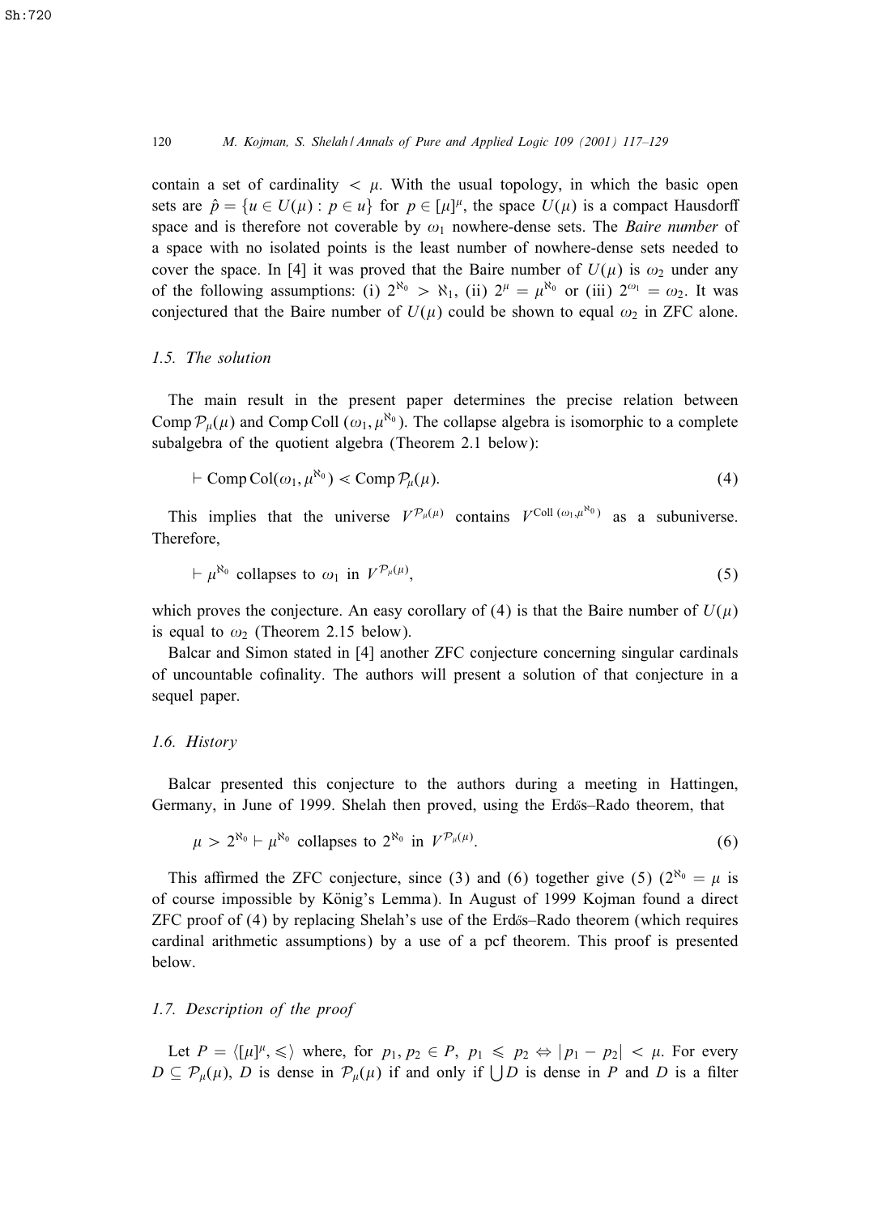contain a set of cardinality $< \mu$. With the usual topology, in which the basic open sets are $\hat{p} = \{u \in U(\mu) : p \in u\}$ for $p \in [\mu]^\mu$, the space $U(\mu)$ is a compact Hausdorff space and is therefore not coverable by $\omega_1$ nowhere-dense sets. The *Baire number* of a space with no isolated points is the least number of nowhere-dense sets needed to cover the space. In [4] it was proved that the Baire number of $U(\mu)$ is $\omega_2$ under any of the following assumptions: (i) $2^{\aleph_0} > \aleph_1$, (ii) $2^\mu = \mu^{\aleph_0}$ or (iii) $2^{\omega_1} = \omega_2$. It was conjectured that the Baire number of $U(\mu)$ could be shown to equal $\omega_2$ in ZFC alone.

### 1.5. The solution

The main result in the present paper determines the precise relation between $\operatorname{Comp} \mathcal{P}_\mu(\mu)$ and $\operatorname{Comp} \operatorname{Coll}(\omega_1, \mu^{\aleph_0})$. The collapse algebra is isomorphic to a complete subalgebra of the quotient algebra (Theorem 2.1 below):

$$\vdash \operatorname{Comp} \operatorname{Col}(\omega_1, \mu^{\aleph_0}) \lessdot \operatorname{Comp} \mathcal{P}_\mu(\mu). \tag{4}$$

This implies that the universe $V^{\mathcal{P}_\mu(\mu)}$ contains $V^{\operatorname{Coll}(\omega_1, \mu^{\aleph_0})}$ as a subuniverse. Therefore,

$$\vdash \mu^{\aleph_0} \text{ collapses to } \omega_1 \text{ in } V^{\mathcal{P}_\mu(\mu)}, \tag{5}$$

which proves the conjecture. An easy corollary of (4) is that the Baire number of $U(\mu)$ is equal to $\omega_2$ (Theorem 2.15 below).

Balcar and Simon stated in [4] another ZFC conjecture concerning singular cardinals of uncountable cofinality. The authors will present a solution of that conjecture in a sequel paper.

### 1.6. History

Balcar presented this conjecture to the authors during a meeting in Hattingen, Germany, in June of 1999. Shelah then proved, using the Erdős–Rado theorem, that

$$\mu > 2^{\aleph_0} \vdash \mu^{\aleph_0} \text{ collapses to } 2^{\aleph_0} \text{ in } V^{\mathcal{P}_\mu(\mu)}. \tag{6}$$

This affirmed the ZFC conjecture, since (3) and (6) together give (5) ($2^{\aleph_0} = \mu$ is of course impossible by König's Lemma). In August of 1999 Kojman found a direct ZFC proof of (4) by replacing Shelah's use of the Erdős–Rado theorem (which requires cardinal arithmetic assumptions) by a use of a pcf theorem. This proof is presented below.

### 1.7. Description of the proof

Let $P = \langle [\mu]^\mu, \leqslant \rangle$ where, for $p_1, p_2 \in P$, $p_1 \leqslant p_2 \Leftrightarrow |p_1 - p_2| < \mu$. For every $D \subseteq \mathcal{P}_\mu(\mu)$, $D$ is dense in $\mathcal{P}_\mu(\mu)$ if and only if $\bigcup D$ is dense in $P$ and $D$ is a filter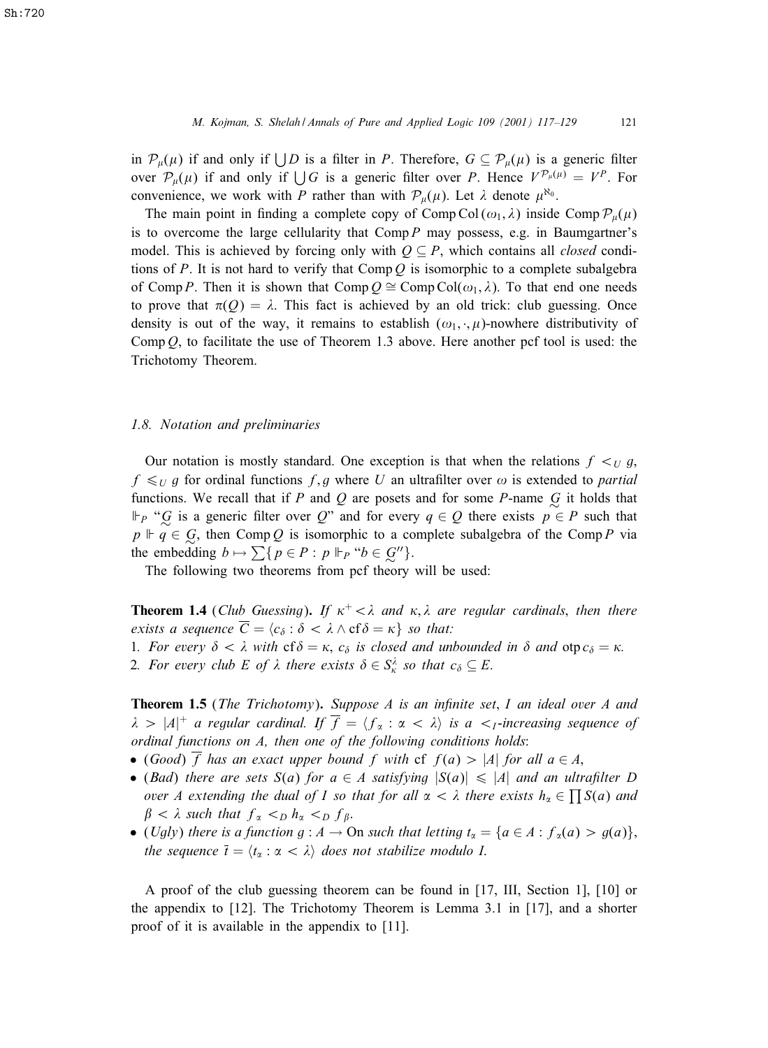in $\mathcal{P}_\mu(\mu)$ if and only if $\bigcup D$ is a filter in $P$. Therefore, $G \subseteq \mathcal{P}_\mu(\mu)$ is a generic filter over $\mathcal{P}_\mu(\mu)$ if and only if $\bigcup G$ is a generic filter over $P$. Hence $V^{\mathcal{P}_\mu(\mu)} = V^P$. For convenience, we work with $P$ rather than with $\mathcal{P}_\mu(\mu)$. Let $\lambda$ denote $\mu^{\aleph_0}$.

The main point in finding a complete copy of $\operatorname{Comp}\operatorname{Col}(\omega_1, \lambda)$ inside $\operatorname{Comp}\mathcal{P}_\mu(\mu)$ is to overcome the large cellularity that $\operatorname{Comp}P$ may possess, e.g. in Baumgartner's model. This is achieved by forcing only with $Q \subseteq P$, which contains all *closed* conditions of $P$. It is not hard to verify that $\operatorname{Comp}Q$ is isomorphic to a complete subalgebra of $\operatorname{Comp}P$. Then it is shown that $\operatorname{Comp}Q \cong \operatorname{Comp}\operatorname{Col}(\omega_1, \lambda)$. To that end one needs to prove that $\pi(Q) = \lambda$. This fact is achieved by an old trick: club guessing. Once density is out of the way, it remains to establish $(\omega_1, \cdot, \mu)$-nowhere distributivity of $\operatorname{Comp}Q$, to facilitate the use of Theorem 1.3 above. Here another pcf tool is used: the Trichotomy Theorem.

### 1.8. Notation and preliminaries

Our notation is mostly standard. One exception is that when the relations $f <_U g$, $f \leqslant_U g$ for ordinal functions $f, g$ where $U$ an ultrafilter over $\omega$ is extended to *partial* functions. We recall that if $P$ and $Q$ are posets and for some $P$-name $\underset{\sim}{G}$ it holds that $\Vdash_P$ "$\underset{\sim}{G}$ is a generic filter over $Q$" and for every $q \in Q$ there exists $p \in P$ such that $p \Vdash q \in \underset{\sim}{G}$, then $\operatorname{Comp}Q$ is isomorphic to a complete subalgebra of the $\operatorname{Comp}P$ via the embedding $b \mapsto \sum\{p \in P : p \Vdash_P \text{“} b \in \underset{\sim}{G}'' \}$.

The following two theorems from pcf theory will be used:

**Theorem 1.4** (*Club Guessing*). *If $\kappa^+ < \lambda$ and $\kappa, \lambda$ are regular cardinals, then there exists a sequence $\overline{C} = \langle c_\delta : \delta < \lambda \wedge \operatorname{cf}\delta = \kappa \rangle$ so that:*
1. *For every $\delta < \lambda$ with $\operatorname{cf}\delta = \kappa$, $c_\delta$ is closed and unbounded in $\delta$ and $\operatorname{otp} c_\delta = \kappa$.*
2. *For every club $E$ of $\lambda$ there exists $\delta \in S^\lambda_\kappa$ so that $c_\delta \subseteq E$.*

**Theorem 1.5** (*The Trichotomy*). *Suppose $A$ is an infinite set, $I$ an ideal over $A$ and $\lambda > |A|^+$ a regular cardinal. If $\overline{f} = \langle f_\alpha : \alpha < \lambda \rangle$ is a $<_I$-increasing sequence of ordinal functions on $A$, then one of the following conditions holds*:
- (*Good*) *$\overline{f}$ has an exact upper bound $f$ with $\operatorname{cf} f(a) > |A|$ for all $a \in A$,*
- (*Bad*) *there are sets $S(a)$ for $a \in A$ satisfying $|S(a)| \leqslant |A|$ and an ultrafilter $D$ over $A$ extending the dual of $I$ so that for all $\alpha < \lambda$ there exists $h_\alpha \in \prod S(a)$ and $\beta < \lambda$ such that $f_\alpha <_D h_\alpha <_D f_\beta$.*
- (*Ugly*) *there is a function $g : A \to \mathrm{On}$ such that letting $t_\alpha = \{a \in A : f_\alpha(a) > g(a)\}$, the sequence $\bar{t} = \langle t_\alpha : \alpha < \lambda \rangle$ does not stabilize modulo $I$.*

A proof of the club guessing theorem can be found in [17, III, Section 1], [10] or the appendix to [12]. The Trichotomy Theorem is Lemma 3.1 in [17], and a shorter proof of it is available in the appendix to [11].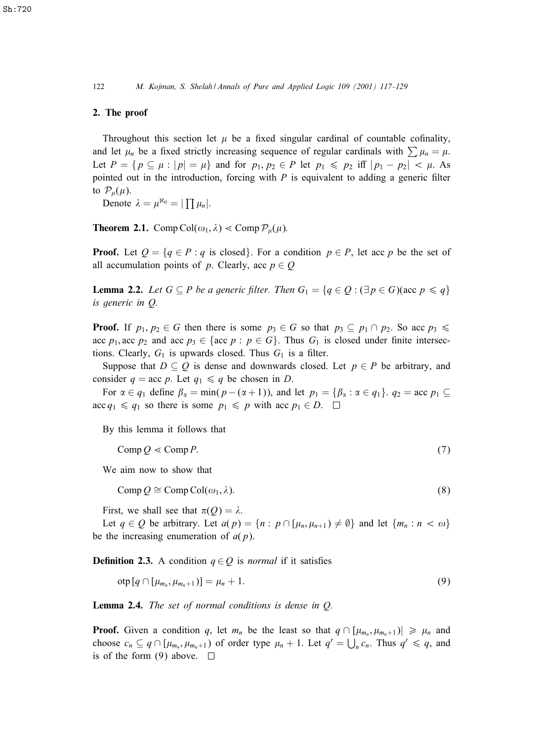## 2. The proof

Throughout this section let $\mu$ be a fixed singular cardinal of countable cofinality, and let $\mu_n$ be a fixed strictly increasing sequence of regular cardinals with $\sum \mu_n = \mu$. Let $P = \{p \subseteq \mu : |p| = \mu\}$ and for $p_1, p_2 \in P$ let $p_1 \leqslant p_2$ iff $|p_1 - p_2| < \mu$. As pointed out in the introduction, forcing with $P$ is equivalent to adding a generic filter to $\mathcal{P}_\mu(\mu)$.

Denote $\lambda = \mu^{\aleph_0} = |\prod \mu_n|$.

**Theorem 2.1.** $\operatorname{Comp}\operatorname{Col}(\omega_1, \lambda) \lessdot \operatorname{Comp}\mathcal{P}_\mu(\mu)$.

**Proof.** Let $Q = \{q \in P : q \text{ is closed}\}$. For a condition $p \in P$, let $\operatorname{acc} p$ be the set of all accumulation points of $p$. Clearly, $\operatorname{acc} p \in Q$

**Lemma 2.2.** *Let $G \subseteq P$ be a generic filter. Then $G_1 = \{q \in Q : (\exists p \in G)(\operatorname{acc} p \leqslant q\}$ is generic in $Q$.*

**Proof.** If $p_1, p_2 \in G$ then there is some $p_3 \in G$ so that $p_3 \subseteq p_1 \cap p_2$. So $\operatorname{acc} p_3 \leqslant \operatorname{acc} p_1, \operatorname{acc} p_2$ and $\operatorname{acc} p_3 \in \{\operatorname{acc} p : p \in G\}$. Thus $G_1$ is closed under finite intersections. Clearly, $G_1$ is upwards closed. Thus $G_1$ is a filter.

Suppose that $D \subseteq Q$ is dense and downwards closed. Let $p \in P$ be arbitrary, and consider $q = \operatorname{acc} p$. Let $q_1 \leqslant q$ be chosen in $D$.

For $\alpha \in q_1$ define $\beta_\alpha = \min(p - (\alpha + 1))$, and let $p_1 = \{\beta_\alpha : \alpha \in q_1\}$. $q_2 = \operatorname{acc} p_1 \subseteq \operatorname{acc} q_1 \leqslant q_1$ so there is some $p_1 \leqslant p$ with $\operatorname{acc} p_1 \in D$. $\square$

By this lemma it follows that

$$\operatorname{Comp} Q \lessdot \operatorname{Comp} P. \tag{7}$$

We aim now to show that

$$\operatorname{Comp} Q \cong \operatorname{Comp}\operatorname{Col}(\omega_1, \lambda). \tag{8}$$

First, we shall see that $\pi(Q) = \lambda$.

Let $q \in Q$ be arbitrary. Let $a(p) = \{n : p \cap [\mu_n, \mu_{n+1}) \neq \emptyset\}$ and let $\{m_n : n < \omega\}$ be the increasing enumeration of $a(p)$.

**Definition 2.3.** A condition $q \in Q$ is *normal* if it satisfies

$$\operatorname{otp}[q \cap [\mu_{m_n}, \mu_{m_n+1})] = \mu_n + 1. \tag{9}$$

**Lemma 2.4.** *The set of normal conditions is dense in $Q$.*

**Proof.** Given a condition $q$, let $m_n$ be the least so that $q \cap [\mu_{m_n}, \mu_{m_n+1})| \geqslant \mu_n$ and choose $c_n \subseteq q \cap [\mu_{m_n}, \mu_{m_n+1})$ of order type $\mu_n + 1$. Let $q' = \bigcup_n c_n$. Thus $q' \leqslant q$, and is of the form (9) above. $\square$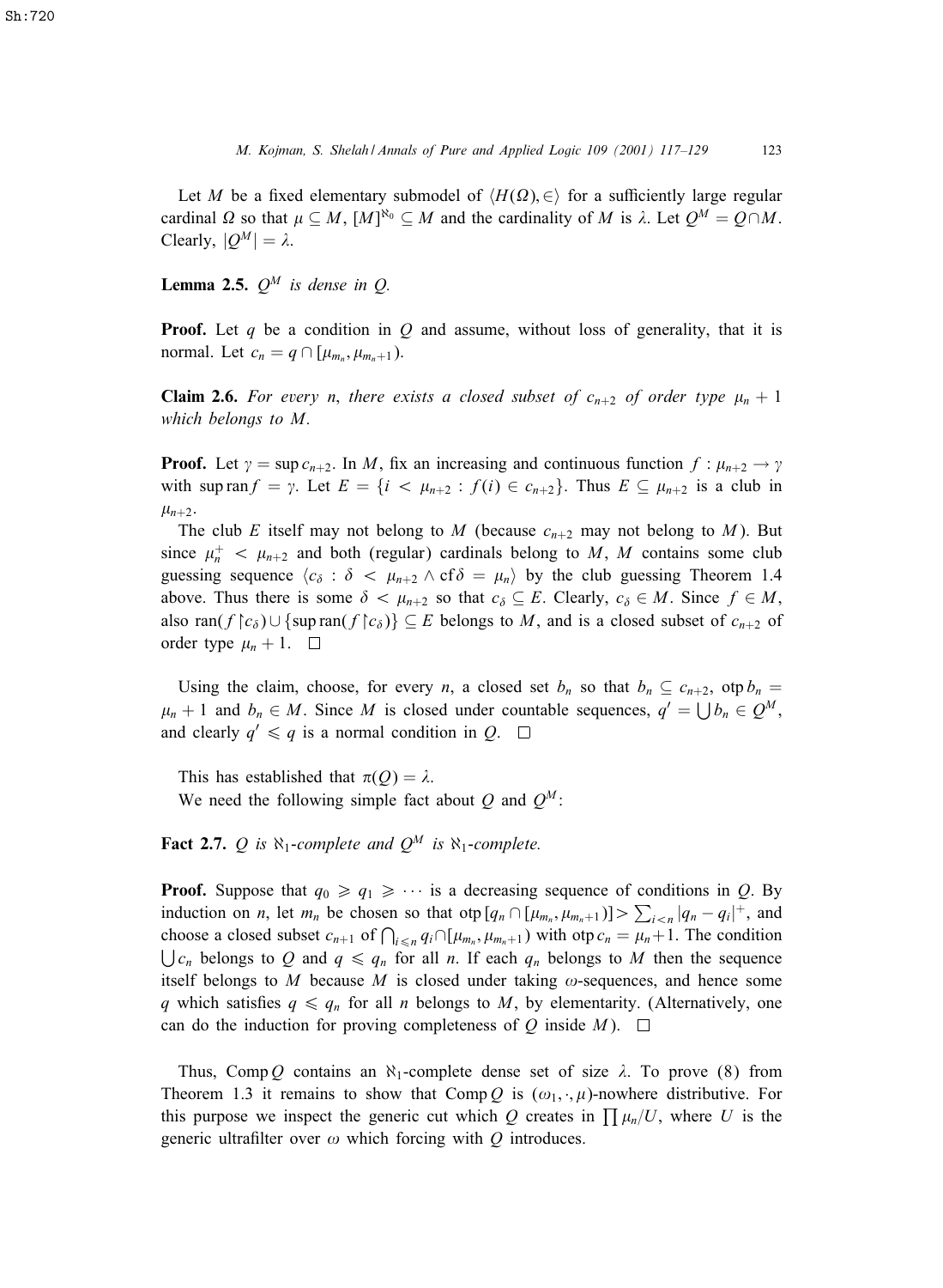Let $M$ be a fixed elementary submodel of $\langle H(\Omega), \in \rangle$ for a sufficiently large regular cardinal $\Omega$ so that $\mu \subseteq M$, $[M]^{\aleph_0} \subseteq M$ and the cardinality of $M$ is $\lambda$. Let $Q^M = Q \cap M$. Clearly, $|Q^M| = \lambda$.

**Lemma 2.5.** *$Q^M$ is dense in $Q$.*

**Proof.** Let $q$ be a condition in $Q$ and assume, without loss of generality, that it is normal. Let $c_n = q \cap [\mu_{m_n}, \mu_{m_n+1})$.

**Claim 2.6.** *For every $n$, there exists a closed subset of $c_{n+2}$ of order type $\mu_n + 1$ which belongs to $M$.*

**Proof.** Let $\gamma = \sup c_{n+2}$. In $M$, fix an increasing and continuous function $f : \mu_{n+2} \to \gamma$ with $\sup \operatorname{ran} f = \gamma$. Let $E = \{i < \mu_{n+2} : f(i) \in c_{n+2}\}$. Thus $E \subseteq \mu_{n+2}$ is a club in $\mu_{n+2}$.

The club $E$ itself may not belong to $M$ (because $c_{n+2}$ may not belong to $M$). But since $\mu_n^+ < \mu_{n+2}$ and both (regular) cardinals belong to $M$, $M$ contains some club guessing sequence $\langle c_\delta : \delta < \mu_{n+2} \wedge \operatorname{cf} \delta = \mu_n \rangle$ by the club guessing Theorem 1.4 above. Thus there is some $\delta < \mu_{n+2}$ so that $c_\delta \subseteq E$. Clearly, $c_\delta \in M$. Since $f \in M$, also $\operatorname{ran}(f \restriction c_\delta) \cup \{\sup \operatorname{ran}(f \restriction c_\delta)\} \subseteq E$ belongs to $M$, and is a closed subset of $c_{n+2}$ of order type $\mu_n + 1$. $\square$

Using the claim, choose, for every $n$, a closed set $b_n$ so that $b_n \subseteq c_{n+2}$, $\operatorname{otp} b_n = \mu_n + 1$ and $b_n \in M$. Since $M$ is closed under countable sequences, $q' = \bigcup b_n \in Q^M$, and clearly $q' \leqslant q$ is a normal condition in $Q$. $\square$

This has established that $\pi(Q) = \lambda$.

We need the following simple fact about $Q$ and $Q^M$:

**Fact 2.7.** *$Q$ is $\aleph_1$-complete and $Q^M$ is $\aleph_1$-complete.*

**Proof.** Suppose that $q_0 \geqslant q_1 \geqslant \cdots$ is a decreasing sequence of conditions in $Q$. By induction on $n$, let $m_n$ be chosen so that $\operatorname{otp}[q_n \cap [\mu_{m_n}, \mu_{m_n+1})] > \sum_{i<n} |q_n - q_i|^+$, and choose a closed subset $c_{n+1}$ of $\bigcap_{i \leqslant n} q_i \cap [\mu_{m_n}, \mu_{m_n+1})$ with $\operatorname{otp} c_n = \mu_n + 1$. The condition $\bigcup c_n$ belongs to $Q$ and $q \leqslant q_n$ for all $n$. If each $q_n$ belongs to $M$ then the sequence itself belongs to $M$ because $M$ is closed under taking $\omega$-sequences, and hence some $q$ which satisfies $q \leqslant q_n$ for all $n$ belongs to $M$, by elementarity. (Alternatively, one can do the induction for proving completeness of $Q$ inside $M$). $\square$

Thus, $\operatorname{Comp} Q$ contains an $\aleph_1$-complete dense set of size $\lambda$. To prove (8) from Theorem 1.3 it remains to show that $\operatorname{Comp} Q$ is $(\omega_1, \cdot, \mu)$-nowhere distributive. For this purpose we inspect the generic cut which $Q$ creates in $\prod \mu_n / U$, where $U$ is the generic ultrafilter over $\omega$ which forcing with $Q$ introduces.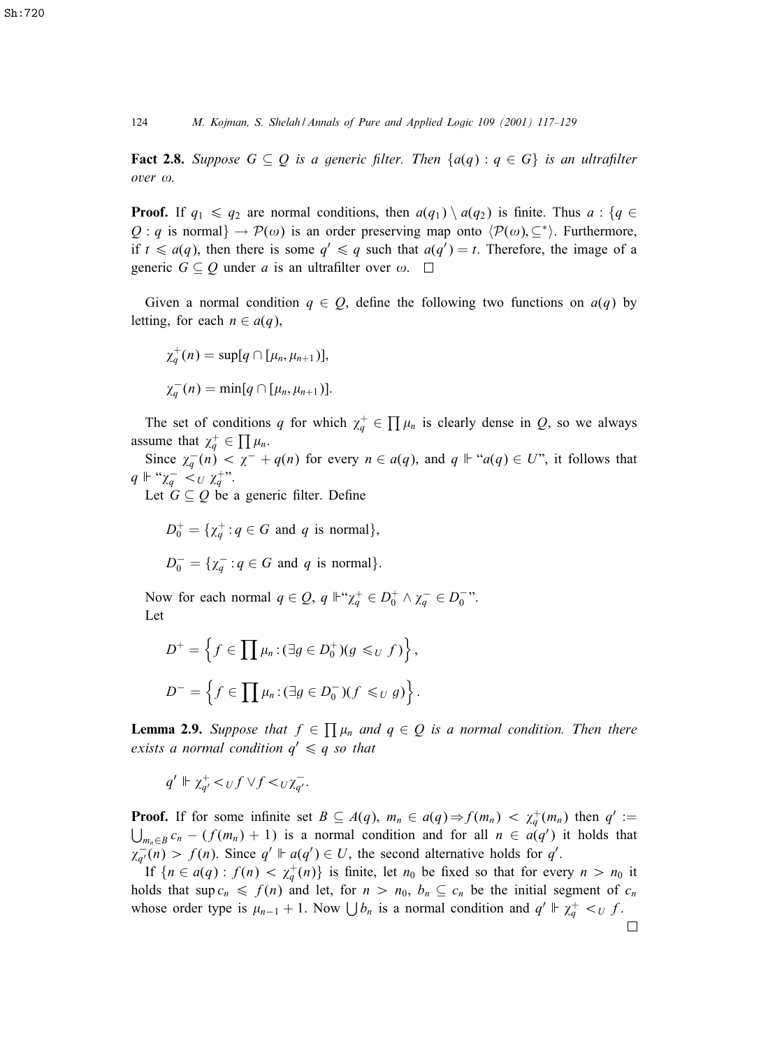**Fact 2.8.** *Suppose $G \subseteq Q$ is a generic filter. Then $\{a(q) : q \in G\}$ is an ultrafilter over $\omega$.*

**Proof.** If $q_1 \leqslant q_2$ are normal conditions, then $a(q_1) \setminus a(q_2)$ is finite. Thus $a : \{q \in Q : q \text{ is normal}\} \to \mathcal{P}(\omega)$ is an order preserving map onto $\langle \mathcal{P}(\omega), \subseteq^* \rangle$. Furthermore, if $t \leqslant a(q)$, then there is some $q' \leqslant q$ such that $a(q') = t$. Therefore, the image of a generic $G \subseteq Q$ under $a$ is an ultrafilter over $\omega$. $\square$

Given a normal condition $q \in Q$, define the following two functions on $a(q)$ by letting, for each $n \in a(q)$,

$$\chi_q^+(n) = \sup[q \cap [\mu_n, \mu_{n+1})],$$

$$\chi_q^-(n) = \min[q \cap [\mu_n, \mu_{n+1})].$$

The set of conditions $q$ for which $\chi_q^+ \in \prod \mu_n$ is clearly dense in $Q$, so we always assume that $\chi_q^+ \in \prod \mu_n$.

Since $\chi_q^-(n) < \chi^- + q(n)$ for every $n \in a(q)$, and $q \Vdash$ "$a(q) \in U$", it follows that $q \Vdash$ "$\chi_q^- <_U \chi_q^+$".

Let $G \subseteq Q$ be a generic filter. Define

$$D_0^+ = \{\chi_q^+ : q \in G \text{ and } q \text{ is normal}\},$$

$$D_0^- = \{\chi_q^- : q \in G \text{ and } q \text{ is normal}\}.$$

Now for each normal $q \in Q$, $q \Vdash$"$\chi_q^+ \in D_0^+ \wedge \chi_q^- \in D_0^-$".

Let

$$D^+ = \left\{ f \in \prod \mu_n : (\exists g \in D_0^+)(g \leqslant_U f) \right\},$$

$$D^- = \left\{ f \in \prod \mu_n : (\exists g \in D_0^-)(f \leqslant_U g) \right\}.$$

**Lemma 2.9.** *Suppose that $f \in \prod \mu_n$ and $q \in Q$ is a normal condition. Then there exists a normal condition $q' \leqslant q$ so that*

$$q' \Vdash \chi_{q'}^+ <_U f \vee f <_U \chi_{q'}^-.$$

**Proof.** If for some infinite set $B \subseteq A(q)$, $m_n \in a(q) \Rightarrow f(m_n) < \chi_q^+(m_n)$ then $q' := \bigcup_{m_n \in B} c_n - (f(m_n) + 1)$ is a normal condition and for all $n \in a(q')$ it holds that $\chi_{q'}^-(n) > f(n)$. Since $q' \Vdash a(q') \in U$, the second alternative holds for $q'$.

If $\{n \in a(q) : f(n) < \chi_q^+(n)\}$ is finite, let $n_0$ be fixed so that for every $n > n_0$ it holds that $\sup c_n \leqslant f(n)$ and let, for $n > n_0$, $b_n \subseteq c_n$ be the initial segment of $c_n$ whose order type is $\mu_{n-1} + 1$. Now $\bigcup b_n$ is a normal condition and $q' \Vdash \chi_q^+ <_U f$. $\square$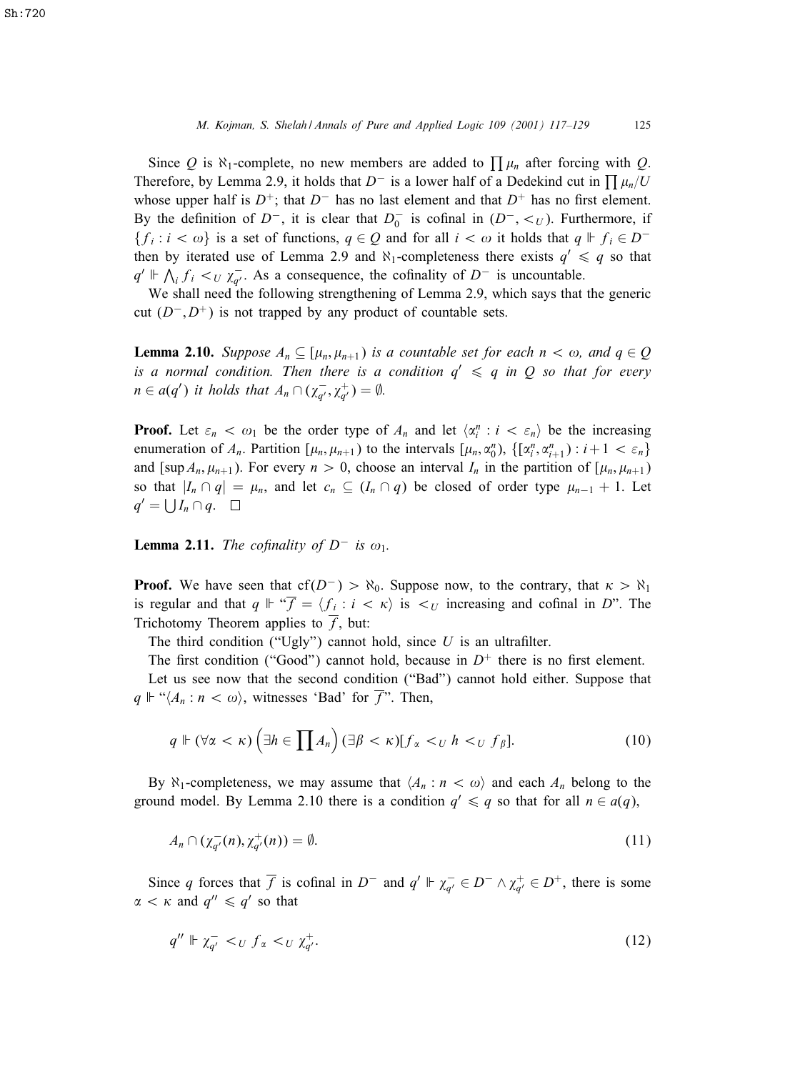Since $Q$ is $\aleph_1$-complete, no new members are added to $\prod \mu_n$ after forcing with $Q$. Therefore, by Lemma 2.9, it holds that $D^-$ is a lower half of a Dedekind cut in $\prod \mu_n/U$ whose upper half is $D^+$; that $D^-$ has no last element and that $D^+$ has no first element. By the definition of $D^-$, it is clear that $D_0^-$ is cofinal in $(D^-, <_U)$. Furthermore, if $\{f_i : i < \omega\}$ is a set of functions, $q \in Q$ and for all $i < \omega$ it holds that $q \Vdash f_i \in D^-$ then by iterated use of Lemma 2.9 and $\aleph_1$-completeness there exists $q' \leqslant q$ so that $q' \Vdash \bigwedge_i f_i <_U \chi^-_{q'}$. As a consequence, the cofinality of $D^-$ is uncountable.

We shall need the following strengthening of Lemma 2.9, which says that the generic cut $(D^-, D^+)$ is not trapped by any product of countable sets.

**Lemma 2.10.** *Suppose $A_n \subseteq [\mu_n, \mu_{n+1})$ is a countable set for each $n < \omega$, and $q \in Q$ is a normal condition. Then there is a condition $q' \leqslant q$ in $Q$ so that for every $n \in a(q')$ it holds that $A_n \cap (\chi^-_{q'}, \chi^+_{q'}) = \emptyset$.*

**Proof.** Let $\varepsilon_n < \omega_1$ be the order type of $A_n$ and let $\langle \alpha^n_i : i < \varepsilon_n \rangle$ be the increasing enumeration of $A_n$. Partition $[\mu_n, \mu_{n+1})$ to the intervals $[\mu_n, \alpha^n_0)$, $\{[\alpha^n_i, \alpha^n_{i+1}) : i+1 < \varepsilon_n\}$ and $[\sup A_n, \mu_{n+1})$. For every $n > 0$, choose an interval $I_n$ in the partition of $[\mu_n, \mu_{n+1})$ so that $|I_n \cap q| = \mu_n$, and let $c_n \subseteq (I_n \cap q)$ be closed of order type $\mu_{n-1} + 1$. Let $q' = \bigcup I_n \cap q$. $\square$

**Lemma 2.11.** *The cofinality of $D^-$ is $\omega_1$.*

**Proof.** We have seen that $\mathrm{cf}(D^-) > \aleph_0$. Suppose now, to the contrary, that $\kappa > \aleph_1$ is regular and that $q \Vdash$ "$\overline{f} = \langle f_i : i < \kappa \rangle$ is $<_U$ increasing and cofinal in $D$". The Trichotomy Theorem applies to $\overline{f}$, but:

The third condition ("Ugly") cannot hold, since $U$ is an ultrafilter.

The first condition ("Good") cannot hold, because in $D^+$ there is no first element.

Let us see now that the second condition ("Bad") cannot hold either. Suppose that $q \Vdash$ "$\langle A_n : n < \omega \rangle$, witnesses 'Bad' for $\overline{f}$". Then,

$$q \Vdash (\forall \alpha < \kappa) \left(\exists h \in \prod A_n\right) (\exists \beta < \kappa)[f_\alpha <_U h <_U f_\beta]. \tag{10}$$

By $\aleph_1$-completeness, we may assume that $\langle A_n : n < \omega \rangle$ and each $A_n$ belong to the ground model. By Lemma 2.10 there is a condition $q' \leqslant q$ so that for all $n \in a(q)$,

$$A_n \cap (\chi^-_{q'}(n), \chi^+_{q'}(n)) = \emptyset. \tag{11}$$

Since $q$ forces that $\overline{f}$ is cofinal in $D^-$ and $q' \Vdash \chi^-_{q'} \in D^- \wedge \chi^+_{q'} \in D^+$, there is some $\alpha < \kappa$ and $q'' \leqslant q'$ so that

$$q'' \Vdash \chi^-_{q'} <_U f_\alpha <_U \chi^+_{q'}. \tag{12}$$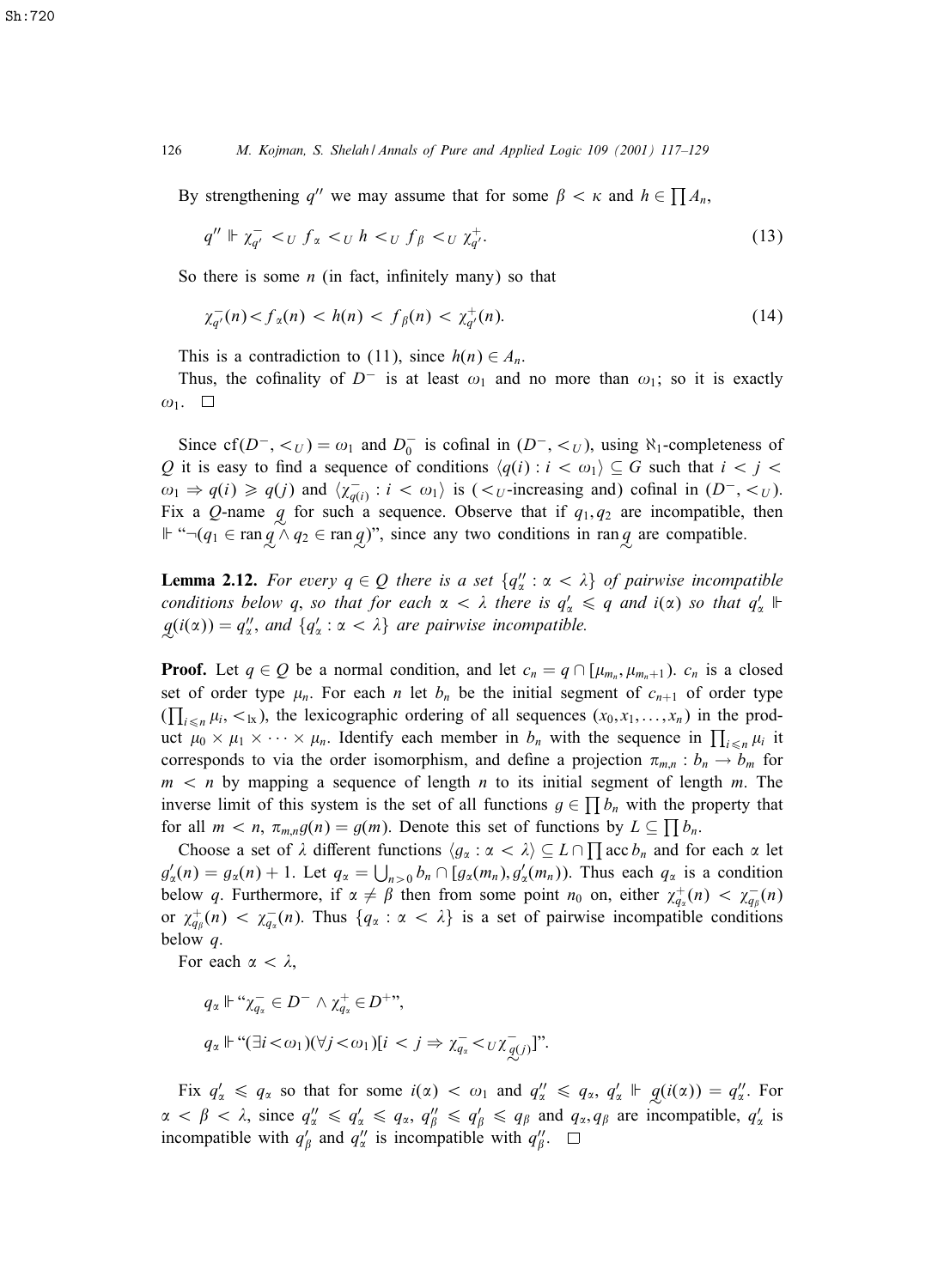By strengthening $q''$ we may assume that for some $\beta < \kappa$ and $h \in \prod A_n$,

$$q'' \Vdash \chi^-_{q'} <_U f_\alpha <_U h <_U f_\beta <_U \chi^+_{q'}. \tag{13}$$

So there is some $n$ (in fact, infinitely many) so that

$$\chi^-_{q'}(n) < f_\alpha(n) < h(n) < f_\beta(n) < \chi^+_{q'}(n). \tag{14}$$

This is a contradiction to (11), since $h(n) \in A_n$.

Thus, the cofinality of $D^-$ is at least $\omega_1$ and no more than $\omega_1$; so it is exactly $\omega_1$. $\square$

Since $\mathrm{cf}(D^-, <_U) = \omega_1$ and $D^-_0$ is cofinal in $(D^-, <_U)$, using $\aleph_1$-completeness of $Q$ it is easy to find a sequence of conditions $\langle q(i) : i < \omega_1 \rangle \subseteq G$ such that $i < j < \omega_1 \Rightarrow q(i) \geqslant q(j)$ and $\langle \chi^-_{q(i)} : i < \omega_1 \rangle$ is ($<_U$-increasing and) cofinal in $(D^-, <_U)$. Fix a $Q$-name $\underset{\sim}{q}$ for such a sequence. Observe that if $q_1, q_2$ are incompatible, then $\Vdash$ "$\neg(q_1 \in \mathrm{ran}\, \underset{\sim}{q} \wedge q_2 \in \mathrm{ran}\, \underset{\sim}{q})$", since any two conditions in $\mathrm{ran}\, \underset{\sim}{q}$ are compatible.

**Lemma 2.12.** *For every $q \in Q$ there is a set $\{q''_\alpha : \alpha < \lambda\}$ of pairwise incompatible conditions below $q$, so that for each $\alpha < \lambda$ there is $q'_\alpha \leqslant q$ and $i(\alpha)$ so that $q'_\alpha \Vdash \underset{\sim}{q}(i(\alpha)) = q''_\alpha$, and $\{q'_\alpha : \alpha < \lambda\}$ are pairwise incompatible.*

**Proof.** Let $q \in Q$ be a normal condition, and let $c_n = q \cap [\mu_{m_n}, \mu_{m_n+1})$. $c_n$ is a closed set of order type $\mu_n$. For each $n$ let $b_n$ be the initial segment of $c_{n+1}$ of order type $(\prod_{i \leqslant n} \mu_i, <_{\mathrm{lx}})$, the lexicographic ordering of all sequences $(x_0, x_1, \ldots, x_n)$ in the product $\mu_0 \times \mu_1 \times \cdots \times \mu_n$. Identify each member in $b_n$ with the sequence in $\prod_{i \leqslant n} \mu_i$ it corresponds to via the order isomorphism, and define a projection $\pi_{m,n} : b_n \to b_m$ for $m < n$ by mapping a sequence of length $n$ to its initial segment of length $m$. The inverse limit of this system is the set of all functions $g \in \prod b_n$ with the property that for all $m < n$, $\pi_{m,n} g(n) = g(m)$. Denote this set of functions by $L \subseteq \prod b_n$.

Choose a set of $\lambda$ different functions $\langle g_\alpha : \alpha < \lambda \rangle \subseteq L \cap \prod \mathrm{acc}\, b_n$ and for each $\alpha$ let $g'_\alpha(n) = g_\alpha(n) + 1$. Let $q_\alpha = \bigcup_{n > 0} b_n \cap [g_\alpha(m_n), g'_\alpha(m_n))$. Thus each $q_\alpha$ is a condition below $q$. Furthermore, if $\alpha \neq \beta$ then from some point $n_0$ on, either $\chi^+_{q_\alpha}(n) < \chi^-_{q_\beta}(n)$ or $\chi^+_{q_\beta}(n) < \chi^-_{q_\alpha}(n)$. Thus $\{q_\alpha : \alpha < \lambda\}$ is a set of pairwise incompatible conditions below $q$.

For each $\alpha < \lambda$,

$$q_\alpha \Vdash \text{"}\chi^-_{q_\alpha} \in D^- \wedge \chi^+_{q_\alpha} \in D^+\text{"},$$

$$q_\alpha \Vdash \text{"}(\exists i < \omega_1)(\forall j < \omega_1)[i < j \Rightarrow \chi^-_{q_\alpha} <_U \chi^-_{\underset{\sim}{q}(j)}]\text{"}.$$

Fix $q'_\alpha \leqslant q_\alpha$ so that for some $i(\alpha) < \omega_1$ and $q''_\alpha \leqslant q_\alpha$, $q'_\alpha \Vdash \underset{\sim}{q}(i(\alpha)) = q''_\alpha$. For $\alpha < \beta < \lambda$, since $q''_\alpha \leqslant q'_\alpha \leqslant q_\alpha$, $q''_\beta \leqslant q'_\beta \leqslant q_\beta$ and $q_\alpha, q_\beta$ are incompatible, $q'_\alpha$ is incompatible with $q'_\beta$ and $q''_\alpha$ is incompatible with $q''_\beta$. $\square$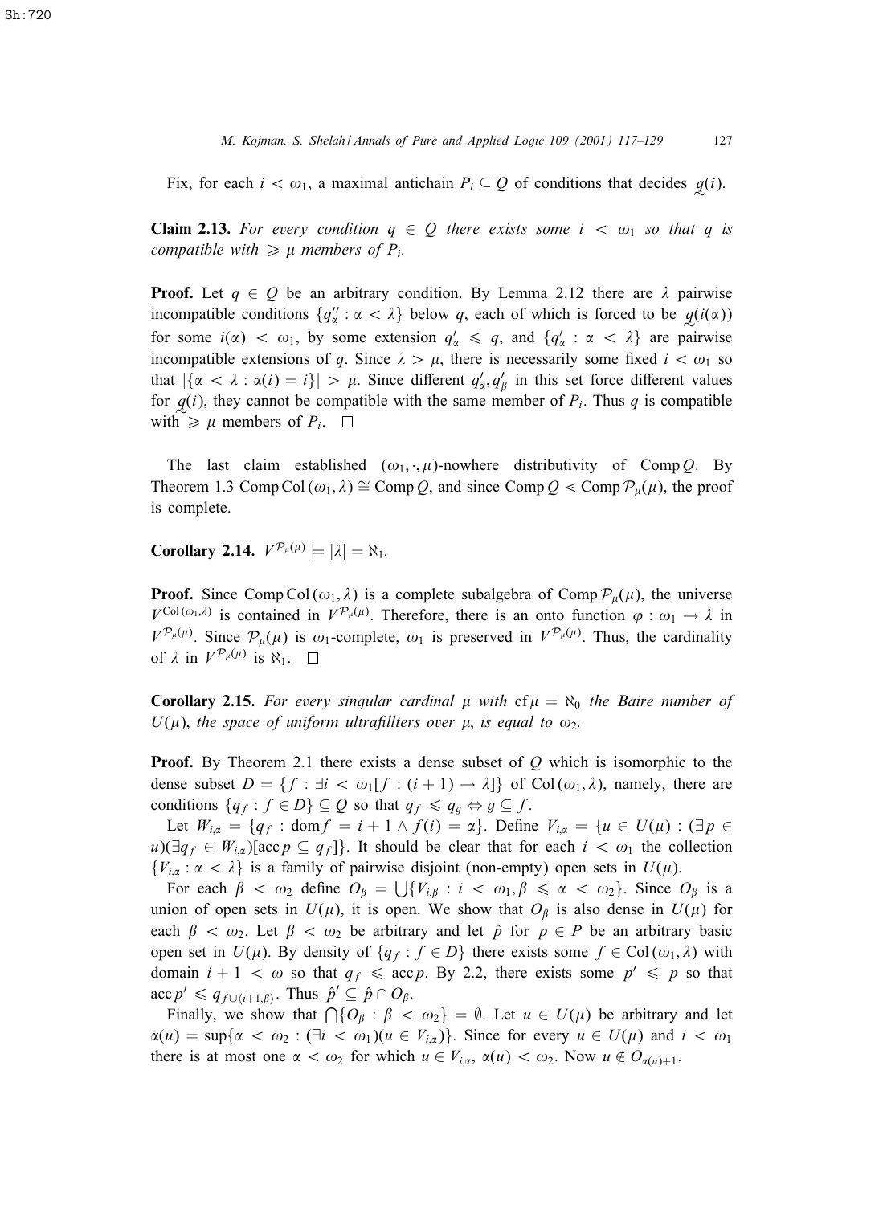Fix, for each $i < \omega_1$, a maximal antichain $P_i \subseteq Q$ of conditions that decides $\underset{\sim}{q}(i)$.

**Claim 2.13.** *For every condition $q \in Q$ there exists some $i < \omega_1$ so that $q$ is compatible with $\geqslant \mu$ members of $P_i$.*

**Proof.** Let $q \in Q$ be an arbitrary condition. By Lemma 2.12 there are $\lambda$ pairwise incompatible conditions $\{q''_\alpha : \alpha < \lambda\}$ below $q$, each of which is forced to be $\underset{\sim}{q}(i(\alpha))$ for some $i(\alpha) < \omega_1$, by some extension $q'_\alpha \leqslant q$, and $\{q'_\alpha : \alpha < \lambda\}$ are pairwise incompatible extensions of $q$. Since $\lambda > \mu$, there is necessarily some fixed $i < \omega_1$ so that $|\{\alpha < \lambda : \alpha(i) = i\}| > \mu$. Since different $q'_\alpha, q'_\beta$ in this set force different values for $\underset{\sim}{q}(i)$, they cannot be compatible with the same member of $P_i$. Thus $q$ is compatible with $\geqslant \mu$ members of $P_i$. $\square$

The last claim established $(\omega_1, \cdot, \mu)$-nowhere distributivity of $\operatorname{Comp} Q$. By Theorem 1.3 $\operatorname{Comp}\operatorname{Col}(\omega_1, \lambda) \cong \operatorname{Comp} Q$, and since $\operatorname{Comp} Q \lessdot \operatorname{Comp}\mathcal{P}_\mu(\mu)$, the proof is complete.

**Corollary 2.14.** $V^{\mathcal{P}_\mu(\mu)} \models |\lambda| = \aleph_1$.

**Proof.** Since $\operatorname{Comp}\operatorname{Col}(\omega_1, \lambda)$ is a complete subalgebra of $\operatorname{Comp}\mathcal{P}_\mu(\mu)$, the universe $V^{\operatorname{Col}(\omega_1,\lambda)}$ is contained in $V^{\mathcal{P}_\mu(\mu)}$. Therefore, there is an onto function $\varphi : \omega_1 \to \lambda$ in $V^{\mathcal{P}_\mu(\mu)}$. Since $\mathcal{P}_\mu(\mu)$ is $\omega_1$-complete, $\omega_1$ is preserved in $V^{\mathcal{P}_\mu(\mu)}$. Thus, the cardinality of $\lambda$ in $V^{\mathcal{P}_\mu(\mu)}$ is $\aleph_1$. $\square$

**Corollary 2.15.** *For every singular cardinal $\mu$ with $\operatorname{cf}\mu = \aleph_0$ the Baire number of $U(\mu)$, the space of uniform ultrafillters over $\mu$, is equal to $\omega_2$.*

**Proof.** By Theorem 2.1 there exists a dense subset of $Q$ which is isomorphic to the dense subset $D = \{f : \exists i < \omega_1[f : (i+1) \to \lambda]\}$ of $\operatorname{Col}(\omega_1, \lambda)$, namely, there are conditions $\{q_f : f \in D\} \subseteq Q$ so that $q_f \leqslant q_g \Leftrightarrow g \subseteq f$.

Let $W_{i,\alpha} = \{q_f : \operatorname{dom} f = i+1 \wedge f(i) = \alpha\}$. Define $V_{i,\alpha} = \{u \in U(\mu) : (\exists p \in u)(\exists q_f \in W_{i,\alpha})[\operatorname{acc} p \subseteq q_f]\}$. It should be clear that for each $i < \omega_1$ the collection $\{V_{i,\alpha} : \alpha < \lambda\}$ is a family of pairwise disjoint (non-empty) open sets in $U(\mu)$.

For each $\beta < \omega_2$ define $O_\beta = \bigcup\{V_{i,\beta} : i < \omega_1, \beta \leqslant \alpha < \omega_2\}$. Since $O_\beta$ is a union of open sets in $U(\mu)$, it is open. We show that $O_\beta$ is also dense in $U(\mu)$ for each $\beta < \omega_2$. Let $\beta < \omega_2$ be arbitrary and let $\hat{p}$ for $p \in P$ be an arbitrary basic open set in $U(\mu)$. By density of $\{q_f : f \in D\}$ there exists some $f \in \operatorname{Col}(\omega_1, \lambda)$ with domain $i+1 < \omega$ so that $q_f \leqslant \operatorname{acc} p$. By 2.2, there exists some $p' \leqslant p$ so that $\operatorname{acc} p' \leqslant q_{f \cup \langle i+1, \beta\rangle}$. Thus $\hat{p}' \subseteq \hat{p} \cap O_\beta$.

Finally, we show that $\bigcap\{O_\beta : \beta < \omega_2\} = \emptyset$. Let $u \in U(\mu)$ be arbitrary and let $\alpha(u) = \sup\{\alpha < \omega_2 : (\exists i < \omega_1)(u \in V_{i,\alpha})\}$. Since for every $u \in U(\mu)$ and $i < \omega_1$ there is at most one $\alpha < \omega_2$ for which $u \in V_{i,\alpha}$, $\alpha(u) < \omega_2$. Now $u \notin O_{\alpha(u)+1}$.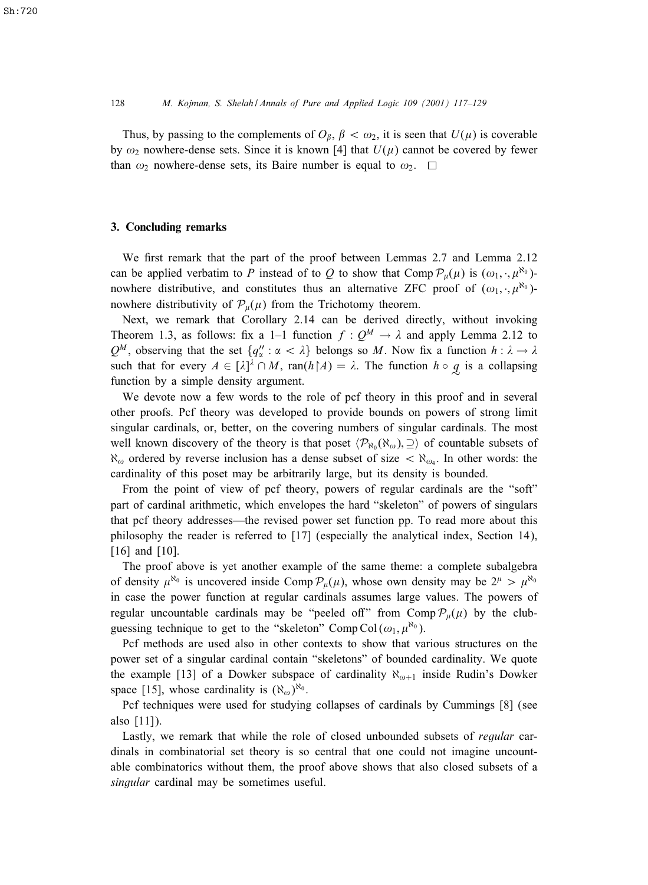Thus, by passing to the complements of $O_\beta$, $\beta < \omega_2$, it is seen that $U(\mu)$ is coverable by $\omega_2$ nowhere-dense sets. Since it is known [4] that $U(\mu)$ cannot be covered by fewer than $\omega_2$ nowhere-dense sets, its Baire number is equal to $\omega_2$. $\square$

## 3. Concluding remarks

We first remark that the part of the proof between Lemmas 2.7 and Lemma 2.12 can be applied verbatim to $P$ instead of to $Q$ to show that $\operatorname{Comp}\mathcal{P}_\mu(\mu)$ is $(\omega_1, \cdot, \mu^{\aleph_0})$-nowhere distributive, and constitutes thus an alternative ZFC proof of $(\omega_1, \cdot, \mu^{\aleph_0})$-nowhere distributivity of $\mathcal{P}_\mu(\mu)$ from the Trichotomy theorem.

Next, we remark that Corollary 2.14 can be derived directly, without invoking Theorem 1.3, as follows: fix a 1–1 function $f : Q^M \to \lambda$ and apply Lemma 2.12 to $Q^M$, observing that the set $\{q''_\alpha : \alpha < \lambda\}$ belongs so $M$. Now fix a function $h : \lambda \to \lambda$ such that for every $A \in [\lambda]^\lambda \cap M$, $\operatorname{ran}(h\restriction A) = \lambda$. The function $h \circ \underset{\sim}{q}$ is a collapsing function by a simple density argument.

We devote now a few words to the role of pcf theory in this proof and in several other proofs. Pcf theory was developed to provide bounds on powers of strong limit singular cardinals, or, better, on the covering numbers of singular cardinals. The most well known discovery of the theory is that poset $\langle \mathcal{P}_{\aleph_0}(\aleph_\omega), \supseteq \rangle$ of countable subsets of $\aleph_\omega$ ordered by reverse inclusion has a dense subset of size $< \aleph_{\omega_4}$. In other words: the cardinality of this poset may be arbitrarily large, but its density is bounded.

From the point of view of pcf theory, powers of regular cardinals are the "soft" part of cardinal arithmetic, which envelopes the hard "skeleton" of powers of singulars that pcf theory addresses—the revised power set function pp. To read more about this philosophy the reader is referred to [17] (especially the analytical index, Section 14), [16] and [10].

The proof above is yet another example of the same theme: a complete subalgebra of density $\mu^{\aleph_0}$ is uncovered inside $\operatorname{Comp}\mathcal{P}_\mu(\mu)$, whose own density may be $2^\mu > \mu^{\aleph_0}$ in case the power function at regular cardinals assumes large values. The powers of regular uncountable cardinals may be "peeled off" from $\operatorname{Comp}\mathcal{P}_\mu(\mu)$ by the club-guessing technique to get to the "skeleton" $\operatorname{Comp}\operatorname{Col}(\omega_1, \mu^{\aleph_0})$.

Pcf methods are used also in other contexts to show that various structures on the power set of a singular cardinal contain "skeletons" of bounded cardinality. We quote the example [13] of a Dowker subspace of cardinality $\aleph_{\omega+1}$ inside Rudin's Dowker space [15], whose cardinality is $(\aleph_\omega)^{\aleph_0}$.

Pcf techniques were used for studying collapses of cardinals by Cummings [8] (see also [11]).

Lastly, we remark that while the role of closed unbounded subsets of *regular* cardinals in combinatorial set theory is so central that one could not imagine uncountable combinatorics without them, the proof above shows that also closed subsets of a *singular* cardinal may be sometimes useful.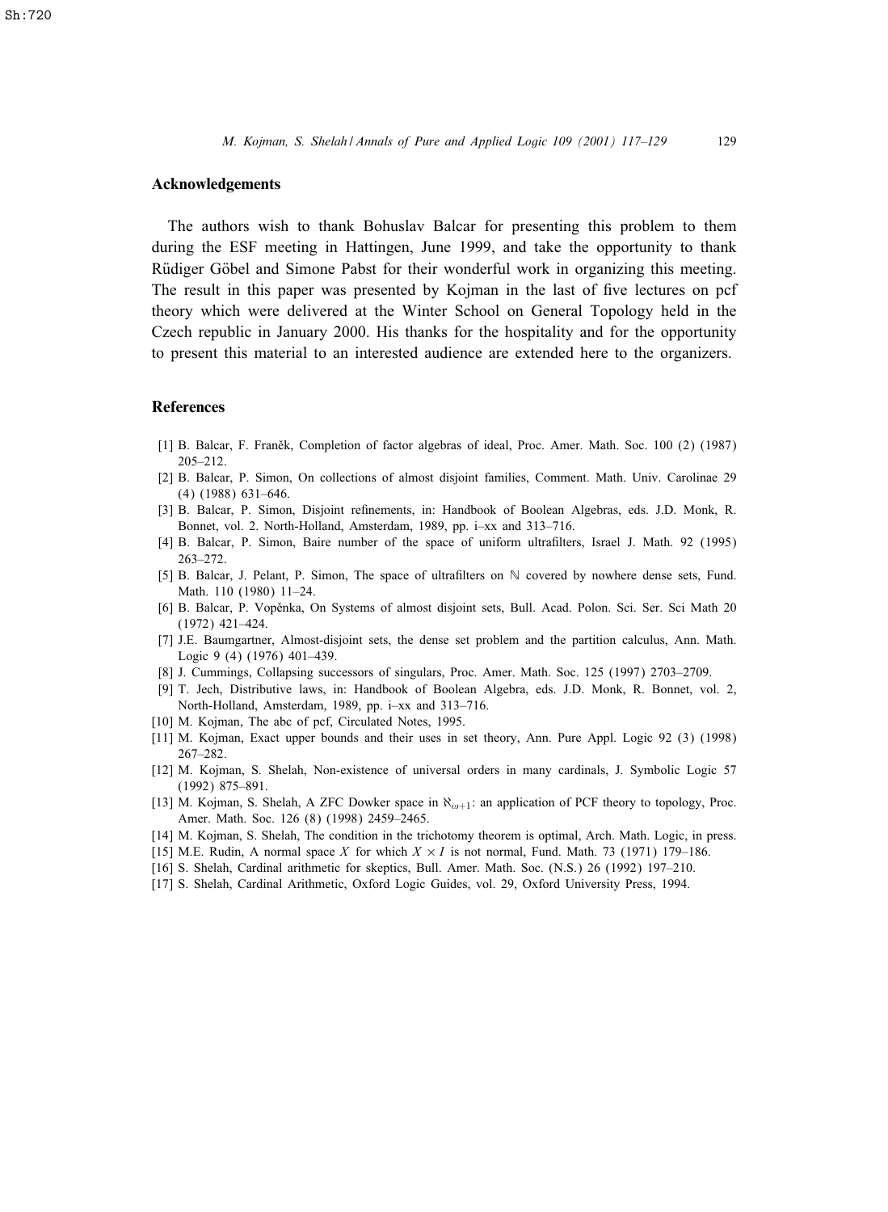## Acknowledgements

The authors wish to thank Bohuslav Balcar for presenting this problem to them during the ESF meeting in Hattingen, June 1999, and take the opportunity to thank Rüdiger Göbel and Simone Pabst for their wonderful work in organizing this meeting. The result in this paper was presented by Kojman in the last of five lectures on pcf theory which were delivered at the Winter School on General Topology held in the Czech republic in January 2000. His thanks for the hospitality and for the opportunity to present this material to an interested audience are extended here to the organizers.

## References

[1] B. Balcar, F. Franěk, Completion of factor algebras of ideal, Proc. Amer. Math. Soc. 100 (2) (1987) 205–212.

[2] B. Balcar, P. Simon, On collections of almost disjoint families, Comment. Math. Univ. Carolinae 29 (4) (1988) 631–646.

[3] B. Balcar, P. Simon, Disjoint refinements, in: Handbook of Boolean Algebras, eds. J.D. Monk, R. Bonnet, vol. 2. North-Holland, Amsterdam, 1989, pp. i–xx and 313–716.

[4] B. Balcar, P. Simon, Baire number of the space of uniform ultrafilters, Israel J. Math. 92 (1995) 263–272.

[5] B. Balcar, J. Pelant, P. Simon, The space of ultrafilters on $\mathbb{N}$ covered by nowhere dense sets, Fund. Math. 110 (1980) 11–24.

[6] B. Balcar, P. Vopěnka, On Systems of almost disjoint sets, Bull. Acad. Polon. Sci. Ser. Sci Math 20 (1972) 421–424.

[7] J.E. Baumgartner, Almost-disjoint sets, the dense set problem and the partition calculus, Ann. Math. Logic 9 (4) (1976) 401–439.

[8] J. Cummings, Collapsing successors of singulars, Proc. Amer. Math. Soc. 125 (1997) 2703–2709.

[9] T. Jech, Distributive laws, in: Handbook of Boolean Algebra, eds. J.D. Monk, R. Bonnet, vol. 2, North-Holland, Amsterdam, 1989, pp. i–xx and 313–716.

[10] M. Kojman, The abc of pcf, Circulated Notes, 1995.

[11] M. Kojman, Exact upper bounds and their uses in set theory, Ann. Pure Appl. Logic 92 (3) (1998) 267–282.

[12] M. Kojman, S. Shelah, Non-existence of universal orders in many cardinals, J. Symbolic Logic 57 (1992) 875–891.

[13] M. Kojman, S. Shelah, A ZFC Dowker space in $\aleph_{\omega+1}$: an application of PCF theory to topology, Proc. Amer. Math. Soc. 126 (8) (1998) 2459–2465.

[14] M. Kojman, S. Shelah, The condition in the trichotomy theorem is optimal, Arch. Math. Logic, in press.

[15] M.E. Rudin, A normal space $X$ for which $X \times I$ is not normal, Fund. Math. 73 (1971) 179–186.

[16] S. Shelah, Cardinal arithmetic for skeptics, Bull. Amer. Math. Soc. (N.S.) 26 (1992) 197–210.

[17] S. Shelah, Cardinal Arithmetic, Oxford Logic Guides, vol. 29, Oxford University Press, 1994.